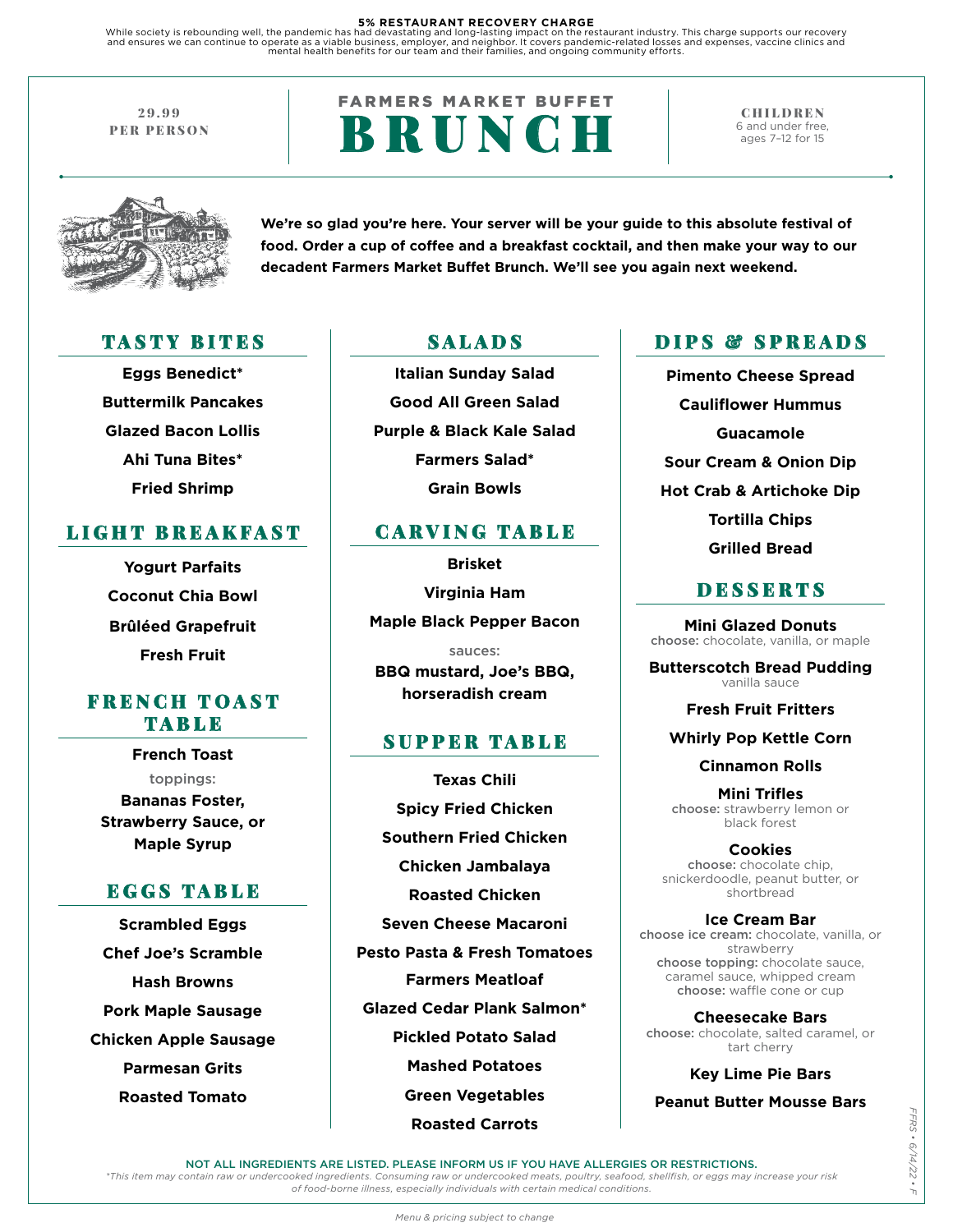**5% RESTAURANT RECOVERY CHARGE**
While society is rebounding well, the pandemic has had devastating and long-lasting impact on the restaurant industry. This charge supports our recovery and ensures we can continue to operate as a viable business, employer, and neighbor. It covers pandemic-related losses and expenses, vaccine clinics and mental health benefits for our team and their families, and ongoing community efforts.

29.99
PER PERSON

# FARMERS MARKET BUFFET BRUNCH

CHILDREN
6 and under free,
ages 7–12 for 15

**We're so glad you're here. Your server will be your guide to this absolute festival of food. Order a cup of coffee and a breakfast cocktail, and then make your way to our decadent Farmers Market Buffet Brunch. We'll see you again next weekend.**

## TASTY BITES

**Eggs Benedict***

**Buttermilk Pancakes**

**Glazed Bacon Lollis**

**Ahi Tuna Bites***

**Fried Shrimp**

## LIGHT BREAKFAST

**Yogurt Parfaits**

**Coconut Chia Bowl**

**Brûléed Grapefruit**

**Fresh Fruit**

## FRENCH TOAST TABLE

**French Toast**

toppings:
**Bananas Foster, Strawberry Sauce, or Maple Syrup**

## EGGS TABLE

**Scrambled Eggs**

**Chef Joe's Scramble**

**Hash Browns**

**Pork Maple Sausage**

**Chicken Apple Sausage**

**Parmesan Grits**

**Roasted Tomato**

## SALADS

**Italian Sunday Salad**

**Good All Green Salad**

**Purple & Black Kale Salad**

**Farmers Salad***

**Grain Bowls**

## CARVING TABLE

**Brisket**

**Virginia Ham**

**Maple Black Pepper Bacon**

sauces:
**BBQ mustard, Joe's BBQ, horseradish cream**

## SUPPER TABLE

**Texas Chili**

**Spicy Fried Chicken**

**Southern Fried Chicken**

**Chicken Jambalaya**

**Roasted Chicken**

**Seven Cheese Macaroni**

**Pesto Pasta & Fresh Tomatoes**

**Farmers Meatloaf**

**Glazed Cedar Plank Salmon***

**Pickled Potato Salad**

**Mashed Potatoes**

**Green Vegetables**

**Roasted Carrots**

## DIPS & SPREADS

**Pimento Cheese Spread**

**Cauliflower Hummus**

**Guacamole**

**Sour Cream & Onion Dip**

**Hot Crab & Artichoke Dip**

**Tortilla Chips**

**Grilled Bread**

## DESSERTS

**Mini Glazed Donuts**
choose: chocolate, vanilla, or maple

**Butterscotch Bread Pudding**
vanilla sauce

**Fresh Fruit Fritters**

**Whirly Pop Kettle Corn**

**Cinnamon Rolls**

**Mini Trifles**
choose: strawberry lemon or black forest

**Cookies**
choose: chocolate chip, snickerdoodle, peanut butter, or shortbread

**Ice Cream Bar**
choose ice cream: chocolate, vanilla, or strawberry
choose topping: chocolate sauce, caramel sauce, whipped cream
choose: waffle cone or cup

**Cheesecake Bars**
choose: chocolate, salted caramel, or tart cherry

**Key Lime Pie Bars**

**Peanut Butter Mousse Bars**

NOT ALL INGREDIENTS ARE LISTED. PLEASE INFORM US IF YOU HAVE ALLERGIES OR RESTRICTIONS.

*\*This item may contain raw or undercooked ingredients. Consuming raw or undercooked meats, poultry, seafood, shellfish, or eggs may increase your risk of food-borne illness, especially individuals with certain medical conditions.*

FFRS • 6/14/22 • F

*Menu & pricing subject to change*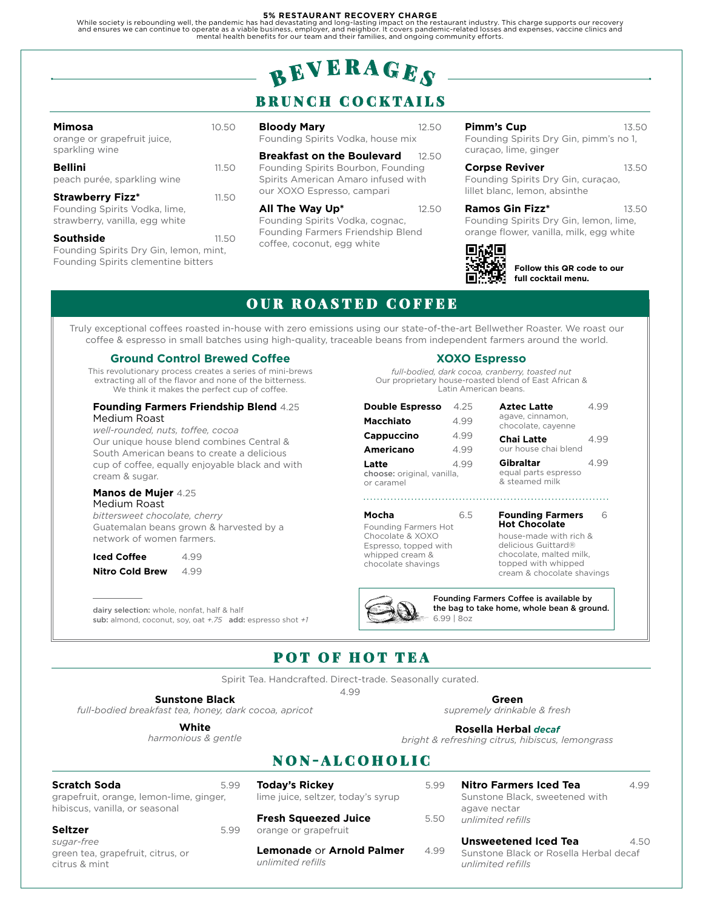**5% RESTAURANT RECOVERY CHARGE**
While society is rebounding well, the pandemic has had devastating and long-lasting impact on the restaurant industry. This charge supports our recovery and ensures we can continue to operate as a viable business, employer, and neighbor. It covers pandemic-related losses and expenses, vaccine clinics and mental health benefits for our team and their families, and ongoing community efforts.

# BEVERAGES

## BRUNCH COCKTAILS

**Mimosa** 10.50
orange or grapefruit juice, sparkling wine

**Bellini** 11.50
peach purée, sparkling wine

**Strawberry Fizz*** 11.50
Founding Spirits Vodka, lime, strawberry, vanilla, egg white

**Southside** 11.50
Founding Spirits Dry Gin, lemon, mint, Founding Spirits clementine bitters

**Bloody Mary** 12.50
Founding Spirits Vodka, house mix

**Breakfast on the Boulevard** 12.50
Founding Spirits Bourbon, Founding Spirits American Amaro infused with our XOXO Espresso, campari

**All The Way Up*** 12.50
Founding Spirits Vodka, cognac, Founding Farmers Friendship Blend coffee, coconut, egg white

**Pimm's Cup** 13.50
Founding Spirits Dry Gin, pimm's no 1, curaçao, lime, ginger

**Corpse Reviver** 13.50
Founding Spirits Dry Gin, curaçao, lillet blanc, lemon, absinthe

**Ramos Gin Fizz*** 13.50
Founding Spirits Dry Gin, lemon, lime, orange flower, vanilla, milk, egg white

**Follow this QR code to our full cocktail menu.**

## OUR ROASTED COFFEE

Truly exceptional coffees roasted in-house with zero emissions using our state-of-the-art Bellwether Roaster. We roast our coffee & espresso in small batches using high-quality, traceable beans from independent farmers around the world.

### Ground Control Brewed Coffee

This revolutionary process creates a series of mini-brews extracting all of the flavor and none of the bitterness. We think it makes the perfect cup of coffee.

**Founding Farmers Friendship Blend** 4.25
Medium Roast
*well-rounded, nuts, toffee, cocoa*
Our unique house blend combines Central & South American beans to create a delicious cup of coffee, equally enjoyable black and with cream & sugar.

**Manos de Mujer** 4.25
Medium Roast
*bittersweet chocolate, cherry*
Guatemalan beans grown & harvested by a network of women farmers.

**Iced Coffee** 4.99
**Nitro Cold Brew** 4.99

**dairy selection:** whole, nonfat, half & half
**sub:** almond, coconut, soy, oat *+.75* **add:** espresso shot *+1*

### XOXO Espresso

*full-bodied, dark cocoa, cranberry, toasted nut*
Our proprietary house-roasted blend of East African & Latin American beans.

**Double Espresso** 4.25
**Macchiato** 4.99
**Cappuccino** 4.99
**Americano** 4.99
**Latte** 4.99
**choose:** original, vanilla, or caramel

**Aztec Latte** 4.99
agave, cinnamon, chocolate, cayenne

**Chai Latte** 4.99
our house chai blend

**Gibraltar** 4.99
equal parts espresso & steamed milk

**Mocha** 6.5
Founding Farmers Hot Chocolate & XOXO Espresso, topped with whipped cream & chocolate shavings

**Founding Farmers Hot Chocolate** 6
house-made with rich & delicious Guittard® chocolate, malted milk, topped with whipped cream & chocolate shavings

**Founding Farmers Coffee is available by the bag to take home, whole bean & ground.**
6.99 | 8oz

## POT OF HOT TEA

Spirit Tea. Handcrafted. Direct-trade. Seasonally curated.
4.99

**Sunstone Black**
*full-bodied breakfast tea, honey, dark cocoa, apricot*

**White**
*harmonious & gentle*

**Green**
*supremely drinkable & fresh*

**Rosella Herbal** ***decaf***
*bright & refreshing citrus, hibiscus, lemongrass*

## NON-ALCOHOLIC

**Scratch Soda** 5.99
grapefruit, orange, lemon-lime, ginger, hibiscus, vanilla, or seasonal

**Seltzer** 5.99
*sugar-free*
green tea, grapefruit, citrus, or citrus & mint

**Today's Rickey** 5.99
lime juice, seltzer, today's syrup

**Fresh Squeezed Juice** 5.50
orange or grapefruit

**Lemonade** or **Arnold Palmer** 4.99
*unlimited refills*

**Nitro Farmers Iced Tea** 4.99
Sunstone Black, sweetened with agave nectar
*unlimited refills*

**Unsweetened Iced Tea** 4.50
Sunstone Black or Rosella Herbal decaf
*unlimited refills*